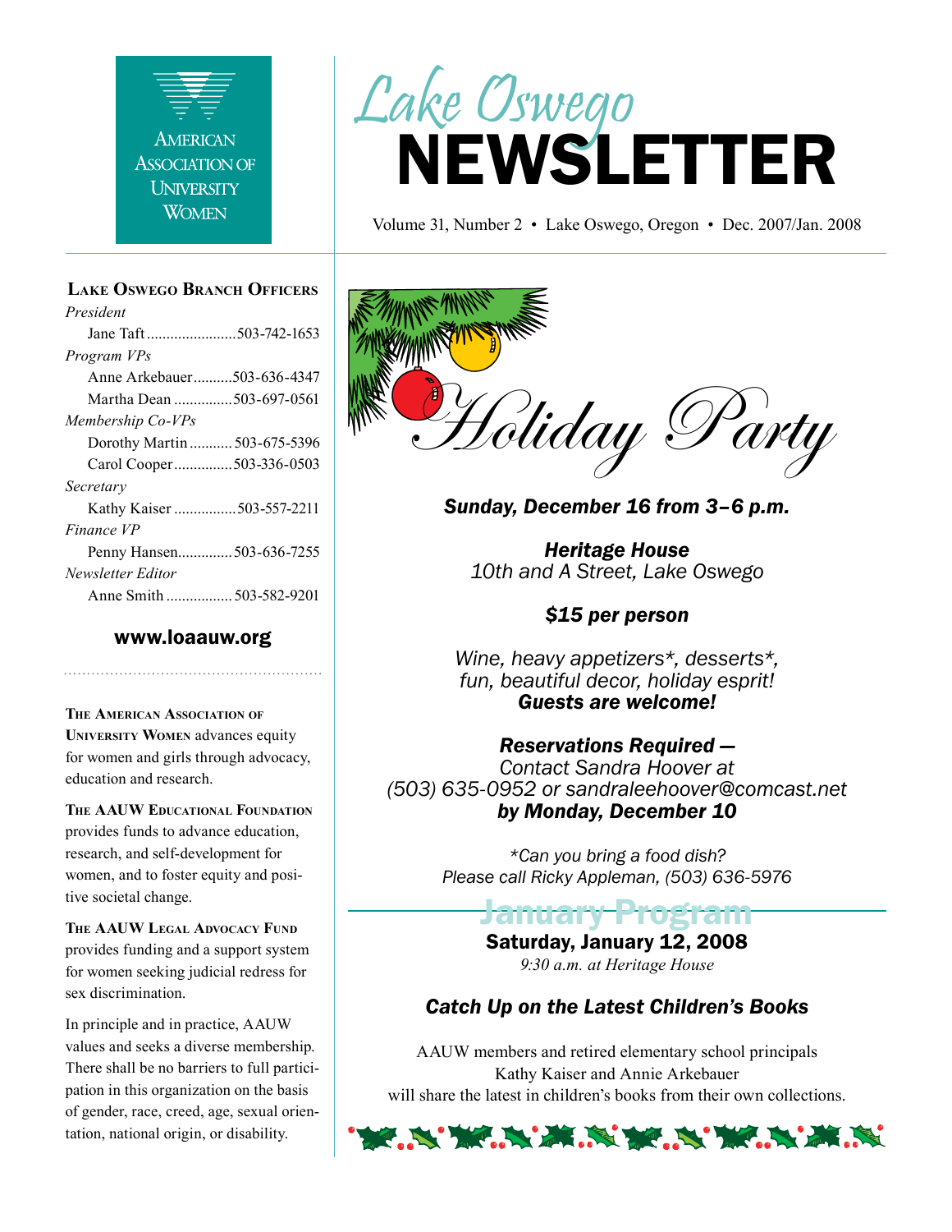AMERICAN ASSOCIATION OF UNIVERSITY WOMEN

# Lake Oswego NEWSLETTER

Volume 31, Number 2 • Lake Oswego, Oregon • Dec. 2007/Jan. 2008

## Lake Oswego Branch Officers

*President*
Jane Taft ....................... 503-742-1653

*Program VPs*
Anne Arkebauer .......... 503-636-4347
Martha Dean ............... 503-697-0561

*Membership Co-VPs*
Dorothy Martin ........... 503-675-5396
Carol Cooper ............... 503-336-0503

*Secretary*
Kathy Kaiser ................ 503-557-2211

*Finance VP*
Penny Hansen.............. 503-636-7255

*Newsletter Editor*
Anne Smith ................. 503-582-9201

**www.loaauw.org**

**The American Association of University Women** advances equity for women and girls through advocacy, education and research.

**The AAUW Educational Foundation** provides funds to advance education, research, and self-development for women, and to foster equity and positive societal change.

**The AAUW Legal Advocacy Fund** provides funding and a support system for women seeking judicial redress for sex discrimination.

In principle and in practice, AAUW values and seeks a diverse membership. There shall be no barriers to full participation in this organization on the basis of gender, race, creed, age, sexual orientation, national origin, or disability.

# Holiday Party

***Sunday, December 16 from 3–6 p.m.***

***Heritage House***
*10th and A Street, Lake Oswego*

***$15 per person***

*Wine, heavy appetizers\*, desserts\*, fun, beautiful decor, holiday esprit!*
***Guests are welcome!***

***Reservations Required —***
*Contact Sandra Hoover at (503) 635-0952 or sandraleehoover@comcast.net*
***by Monday, December 10***

*\*Can you bring a food dish? Please call Ricky Appleman, (503) 636-5976*

## January Program

**Saturday, January 12, 2008**
*9:30 a.m. at Heritage House*

### *Catch Up on the Latest Children's Books*

AAUW members and retired elementary school principals Kathy Kaiser and Annie Arkebauer will share the latest in children's books from their own collections.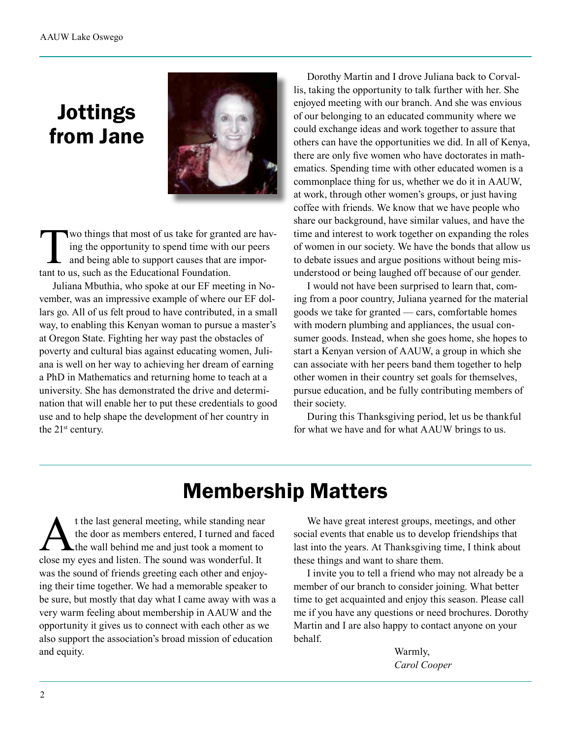# Jottings from Jane

Two things that most of us take for granted are having the opportunity to spend time with our peers and being able to support causes that are important to us, such as the Educational Foundation.

Juliana Mbuthia, who spoke at our EF meeting in November, was an impressive example of where our EF dollars go. All of us felt proud to have contributed, in a small way, to enabling this Kenyan woman to pursue a master's at Oregon State. Fighting her way past the obstacles of poverty and cultural bias against educating women, Juliana is well on her way to achieving her dream of earning a PhD in Mathematics and returning home to teach at a university. She has demonstrated the drive and determination that will enable her to put these credentials to good use and to help shape the development of her country in the 21st century.

Dorothy Martin and I drove Juliana back to Corvallis, taking the opportunity to talk further with her. She enjoyed meeting with our branch. And she was envious of our belonging to an educated community where we could exchange ideas and work together to assure that others can have the opportunities we did. In all of Kenya, there are only five women who have doctorates in mathematics. Spending time with other educated women is a commonplace thing for us, whether we do it in AAUW, at work, through other women's groups, or just having coffee with friends. We know that we have people who share our background, have similar values, and have the time and interest to work together on expanding the roles of women in our society. We have the bonds that allow us to debate issues and argue positions without being misunderstood or being laughed off because of our gender.

I would not have been surprised to learn that, coming from a poor country, Juliana yearned for the material goods we take for granted — cars, comfortable homes with modern plumbing and appliances, the usual consumer goods. Instead, when she goes home, she hopes to start a Kenyan version of AAUW, a group in which she can associate with her peers band them together to help other women in their country set goals for themselves, pursue education, and be fully contributing members of their society.

During this Thanksgiving period, let us be thankful for what we have and for what AAUW brings to us.

# Membership Matters

At the last general meeting, while standing near the door as members entered, I turned and faced the wall behind me and just took a moment to close my eyes and listen. The sound was wonderful. It was the sound of friends greeting each other and enjoying their time together. We had a memorable speaker to be sure, but mostly that day what I came away with was a very warm feeling about membership in AAUW and the opportunity it gives us to connect with each other as we also support the association's broad mission of education and equity.

We have great interest groups, meetings, and other social events that enable us to develop friendships that last into the years. At Thanksgiving time, I think about these things and want to share them.

I invite you to tell a friend who may not already be a member of our branch to consider joining. What better time to get acquainted and enjoy this season. Please call me if you have any questions or need brochures. Dorothy Martin and I are also happy to contact anyone on your behalf.

Warmly,
*Carol Cooper*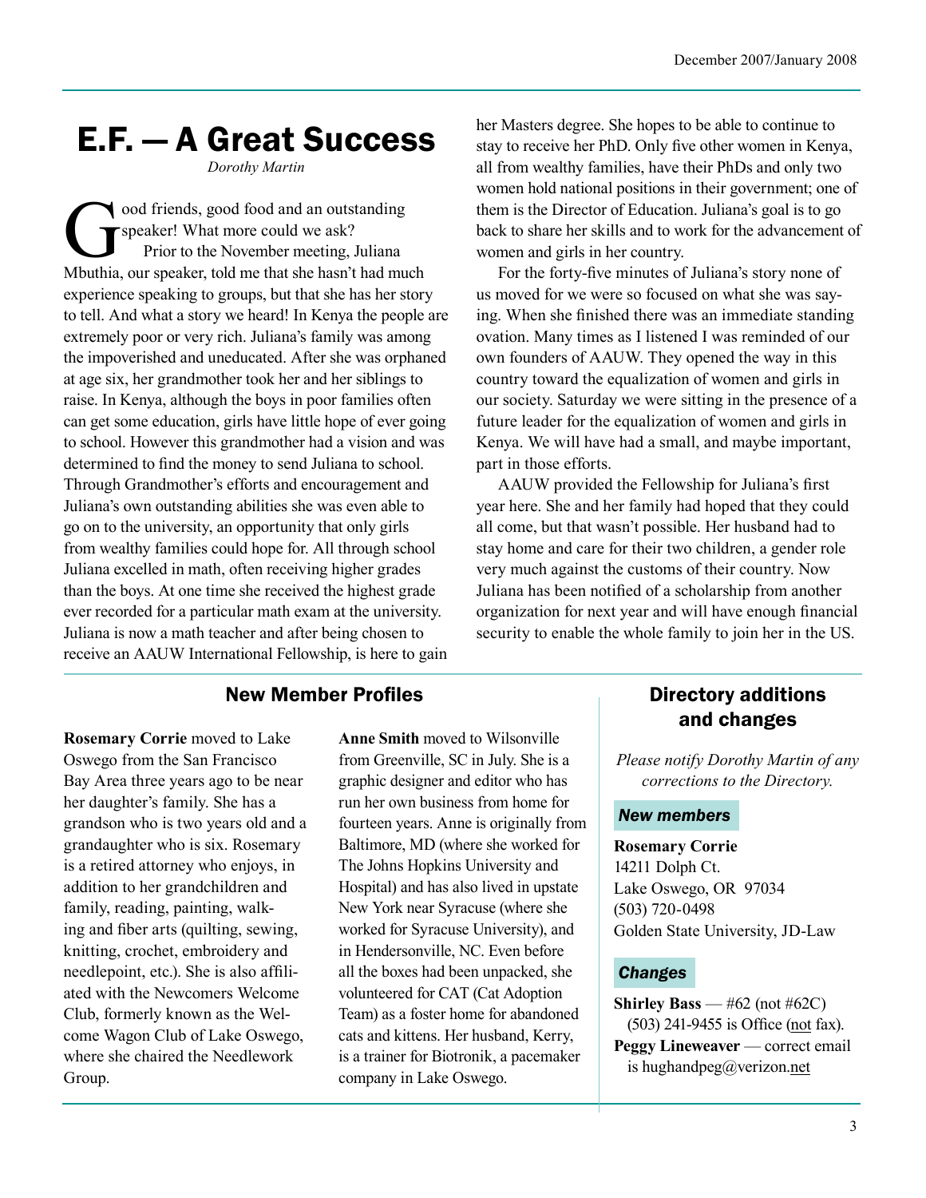# E.F. — A Great Success

*Dorothy Martin*

Good friends, good food and an outstanding speaker! What more could we ask?

Prior to the November meeting, Juliana Mbuthia, our speaker, told me that she hasn't had much experience speaking to groups, but that she has her story to tell. And what a story we heard! In Kenya the people are extremely poor or very rich. Juliana's family was among the impoverished and uneducated. After she was orphaned at age six, her grandmother took her and her siblings to raise. In Kenya, although the boys in poor families often can get some education, girls have little hope of ever going to school. However this grandmother had a vision and was determined to find the money to send Juliana to school. Through Grandmother's efforts and encouragement and Juliana's own outstanding abilities she was even able to go on to the university, an opportunity that only girls from wealthy families could hope for. All through school Juliana excelled in math, often receiving higher grades than the boys. At one time she received the highest grade ever recorded for a particular math exam at the university. Juliana is now a math teacher and after being chosen to receive an AAUW International Fellowship, is here to gain her Masters degree. She hopes to be able to continue to stay to receive her PhD. Only five other women in Kenya, all from wealthy families, have their PhDs and only two women hold national positions in their government; one of them is the Director of Education. Juliana's goal is to go back to share her skills and to work for the advancement of women and girls in her country.

For the forty-five minutes of Juliana's story none of us moved for we were so focused on what she was saying. When she finished there was an immediate standing ovation. Many times as I listened I was reminded of our own founders of AAUW. They opened the way in this country toward the equalization of women and girls in our society. Saturday we were sitting in the presence of a future leader for the equalization of women and girls in Kenya. We will have had a small, and maybe important, part in those efforts.

AAUW provided the Fellowship for Juliana's first year here. She and her family had hoped that they could all come, but that wasn't possible. Her husband had to stay home and care for their two children, a gender role very much against the customs of their country. Now Juliana has been notified of a scholarship from another organization for next year and will have enough financial security to enable the whole family to join her in the US.

## New Member Profiles

**Rosemary Corrie** moved to Lake Oswego from the San Francisco Bay Area three years ago to be near her daughter's family. She has a grandson who is two years old and a grandaughter who is six. Rosemary is a retired attorney who enjoys, in addition to her grandchildren and family, reading, painting, walking and fiber arts (quilting, sewing, knitting, crochet, embroidery and needlepoint, etc.). She is also affiliated with the Newcomers Welcome Club, formerly known as the Welcome Wagon Club of Lake Oswego, where she chaired the Needlework Group.

**Anne Smith** moved to Wilsonville from Greenville, SC in July. She is a graphic designer and editor who has run her own business from home for fourteen years. Anne is originally from Baltimore, MD (where she worked for The Johns Hopkins University and Hospital) and has also lived in upstate New York near Syracuse (where she worked for Syracuse University), and in Hendersonville, NC. Even before all the boxes had been unpacked, she volunteered for CAT (Cat Adoption Team) as a foster home for abandoned cats and kittens. Her husband, Kerry, is a trainer for Biotronik, a pacemaker company in Lake Oswego.

## Directory additions and changes

*Please notify Dorothy Martin of any corrections to the Directory.*

### *New members*

**Rosemary Corrie**
14211 Dolph Ct.
Lake Oswego, OR 97034
(503) 720-0498
Golden State University, JD-Law

### *Changes*

**Shirley Bass** — #62 (not #62C)
(503) 241-9455 is Office (not fax).

**Peggy Lineweaver** — correct email is hughandpeg@verizon.net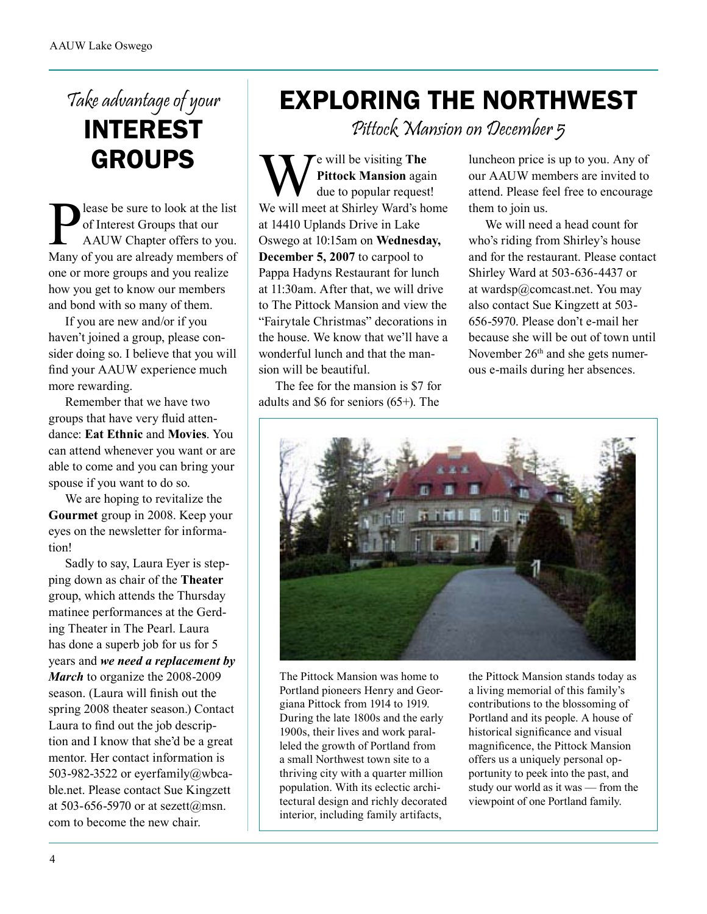## Take advantage of your INTEREST GROUPS

Please be sure to look at the list of Interest Groups that our AAUW Chapter offers to you. Many of you are already members of one or more groups and you realize how you get to know our members and bond with so many of them.

If you are new and/or if you haven't joined a group, please consider doing so. I believe that you will find your AAUW experience much more rewarding.

Remember that we have two groups that have very fluid attendance: **Eat Ethnic** and **Movies**. You can attend whenever you want or are able to come and you can bring your spouse if you want to do so.

We are hoping to revitalize the **Gourmet** group in 2008. Keep your eyes on the newsletter for information!

Sadly to say, Laura Eyer is stepping down as chair of the **Theater** group, which attends the Thursday matinee performances at the Gerding Theater in The Pearl. Laura has done a superb job for us for 5 years and ***we need a replacement by March*** to organize the 2008-2009 season. (Laura will finish out the spring 2008 theater season.) Contact Laura to find out the job description and I know that she'd be a great mentor. Her contact information is 503-982-3522 or eyerfamily@wbcable.net. Please contact Sue Kingzett at 503-656-5970 or at sezett@msn.com to become the new chair.

## EXPLORING THE NORTHWEST

### Pittock Mansion on December 5

We will be visiting **The Pittock Mansion** again due to popular request! We will meet at Shirley Ward's home at 14410 Uplands Drive in Lake Oswego at 10:15am on **Wednesday, December 5, 2007** to carpool to Pappa Hadyns Restaurant for lunch at 11:30am. After that, we will drive to The Pittock Mansion and view the "Fairytale Christmas" decorations in the house. We know that we'll have a wonderful lunch and that the mansion will be beautiful.

The fee for the mansion is $7 for adults and $6 for seniors (65+). The luncheon price is up to you. Any of our AAUW members are invited to attend. Please feel free to encourage them to join us.

We will need a head count for who's riding from Shirley's house and for the restaurant. Please contact Shirley Ward at 503-636-4437 or at wardsp@comcast.net. You may also contact Sue Kingzett at 503-656-5970. Please don't e-mail her because she will be out of town until November 26th and she gets numerous e-mails during her absences.

The Pittock Mansion was home to Portland pioneers Henry and Georgiana Pittock from 1914 to 1919. During the late 1800s and the early 1900s, their lives and work paralleled the growth of Portland from a small Northwest town site to a thriving city with a quarter million population. With its eclectic architectural design and richly decorated interior, including family artifacts, the Pittock Mansion stands today as a living memorial of this family's contributions to the blossoming of Portland and its people. A house of historical significance and visual magnificence, the Pittock Mansion offers us a uniquely personal opportunity to peek into the past, and study our world as it was — from the viewpoint of one Portland family.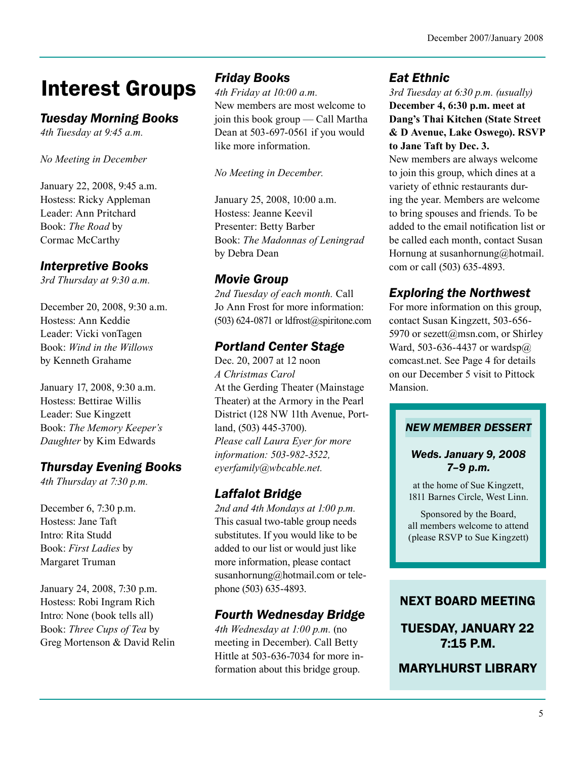# Interest Groups

### *Tuesday Morning Books*

*4th Tuesday at 9:45 a.m.*

*No Meeting in December*

January 22, 2008, 9:45 a.m.
Hostess: Ricky Appleman
Leader: Ann Pritchard
Book: *The Road* by Cormac McCarthy

### *Interpretive Books*

*3rd Thursday at 9:30 a.m.*

December 20, 2008, 9:30 a.m.
Hostess: Ann Keddie
Leader: Vicki vonTagen
Book: *Wind in the Willows* by Kenneth Grahame

January 17, 2008, 9:30 a.m.
Hostess: Bettirae Willis
Leader: Sue Kingzett
Book: *The Memory Keeper's Daughter* by Kim Edwards

### *Thursday Evening Books*

*4th Thursday at 7:30 p.m.*

December 6, 7:30 p.m.
Hostess: Jane Taft
Intro: Rita Studd
Book: *First Ladies* by Margaret Truman

January 24, 2008, 7:30 p.m.
Hostess: Robi Ingram Rich
Intro: None (book tells all)
Book: *Three Cups of Tea* by Greg Mortenson & David Relin

### *Friday Books*

*4th Friday at 10:00 a.m.*
New members are most welcome to join this book group — Call Martha Dean at 503-697-0561 if you would like more information.

*No Meeting in December.*

January 25, 2008, 10:00 a.m.
Hostess: Jeanne Keevil
Presenter: Betty Barber
Book: *The Madonnas of Leningrad* by Debra Dean

### *Movie Group*

*2nd Tuesday of each month.* Call Jo Ann Frost for more information: (503) 624-0871 or ldfrost@spiritone.com

### *Portland Center Stage*

Dec. 20, 2007 at 12 noon
*A Christmas Carol*
At the Gerding Theater (Mainstage Theater) at the Armory in the Pearl District (128 NW 11th Avenue, Portland, (503) 445-3700).
*Please call Laura Eyer for more information: 503-982-3522, eyerfamily@wbcable.net.*

### *Laffalot Bridge*

*2nd and 4th Mondays at 1:00 p.m.*
This casual two-table group needs substitutes. If you would like to be added to our list or would just like more information, please contact susanhornung@hotmail.com or telephone (503) 635-4893.

### *Fourth Wednesday Bridge*

*4th Wednesday at 1:00 p.m.* (no meeting in December). Call Betty Hittle at 503-636-7034 for more information about this bridge group.

### *Eat Ethnic*

*3rd Tuesday at 6:30 p.m. (usually)*
**December 4, 6:30 p.m. meet at Dang's Thai Kitchen (State Street & D Avenue, Lake Oswego). RSVP to Jane Taft by Dec. 3.**
New members are always welcome to join this group, which dines at a variety of ethnic restaurants during the year. Members are welcome to bring spouses and friends. To be added to the email notification list or be called each month, contact Susan Hornung at susanhornung@hotmail.com or call (503) 635-4893.

### *Exploring the Northwest*

For more information on this group, contact Susan Kingzett, 503-656-5970 or sezett@msn.com, or Shirley Ward, 503-636-4437 or wardsp@comcast.net. See Page 4 for details on our December 5 visit to Pittock Mansion.

### *NEW MEMBER DESSERT*

***Weds. January 9, 2008***
***7–9 p.m.***

at the home of Sue Kingzett, 1811 Barnes Circle, West Linn.

Sponsored by the Board, all members welcome to attend (please RSVP to Sue Kingzett)

### NEXT BOARD MEETING

**TUESDAY, JANUARY 22**
**7:15 P.M.**

**MARYLHURST LIBRARY**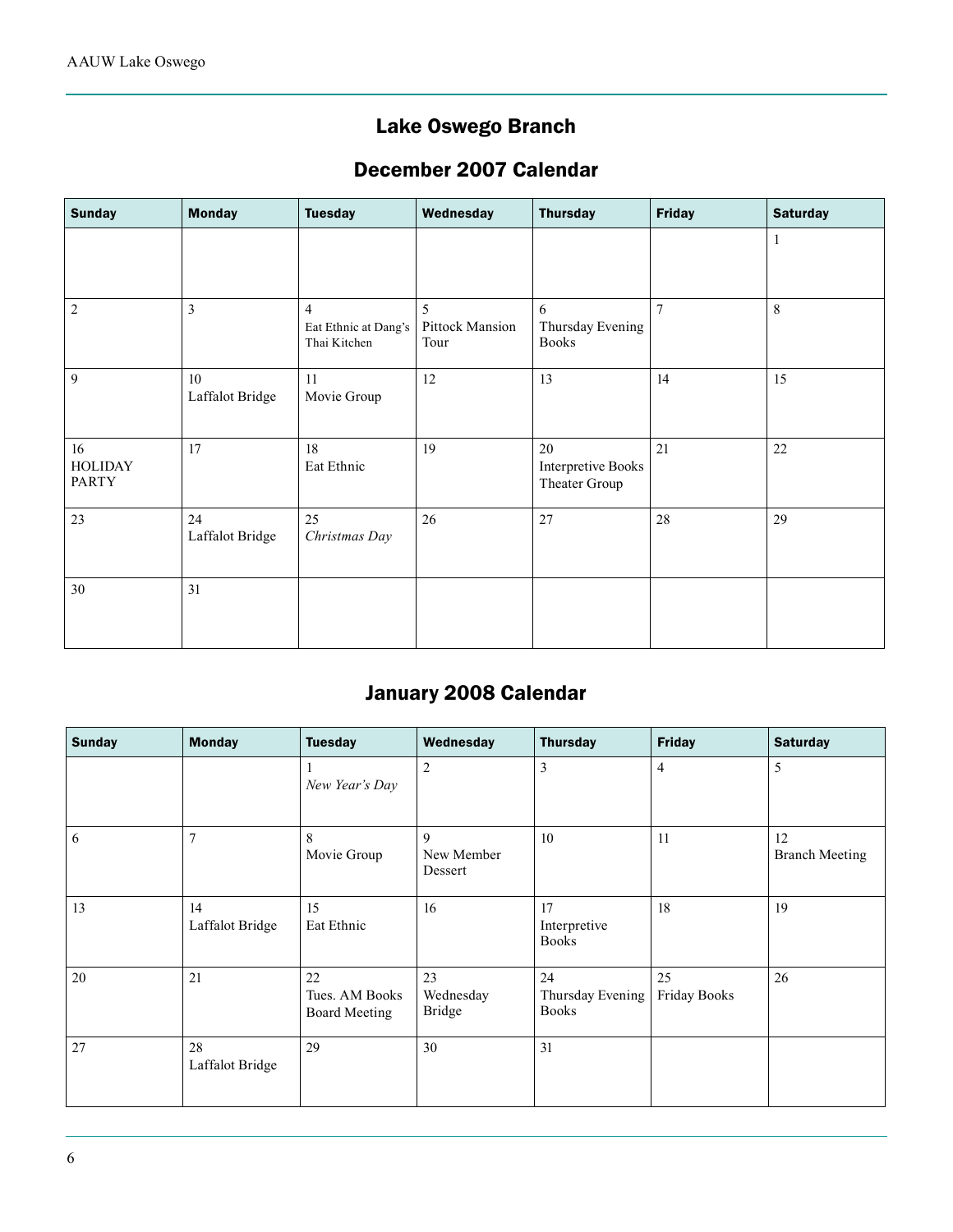## Lake Oswego Branch

## December 2007 Calendar

| Sunday | Monday | Tuesday | Wednesday | Thursday | Friday | Saturday |
|---|---|---|---|---|---|---|
| | | | | | | 1 |
| 2 | 3 | 4 Eat Ethnic at Dang's Thai Kitchen | 5 Pittock Mansion Tour | 6 Thursday Evening Books | 7 | 8 |
| 9 | 10 Laffalot Bridge | 11 Movie Group | 12 | 13 | 14 | 15 |
| 16 HOLIDAY PARTY | 17 | 18 Eat Ethnic | 19 | 20 Interpretive Books Theater Group | 21 | 22 |
| 23 | 24 Laffalot Bridge | 25 *Christmas Day* | 26 | 27 | 28 | 29 |
| 30 | 31 | | | | | |

## January 2008 Calendar

| Sunday | Monday | Tuesday | Wednesday | Thursday | Friday | Saturday |
|---|---|---|---|---|---|---|
| | | 1 *New Year's Day* | 2 | 3 | 4 | 5 |
| 6 | 7 | 8 Movie Group | 9 New Member Dessert | 10 | 11 | 12 Branch Meeting |
| 13 | 14 Laffalot Bridge | 15 Eat Ethnic | 16 | 17 Interpretive Books | 18 | 19 |
| 20 | 21 | 22 Tues. AM Books Board Meeting | 23 Wednesday Bridge | 24 Thursday Evening Books | 25 Friday Books | 26 |
| 27 | 28 Laffalot Bridge | 29 | 30 | 31 | | |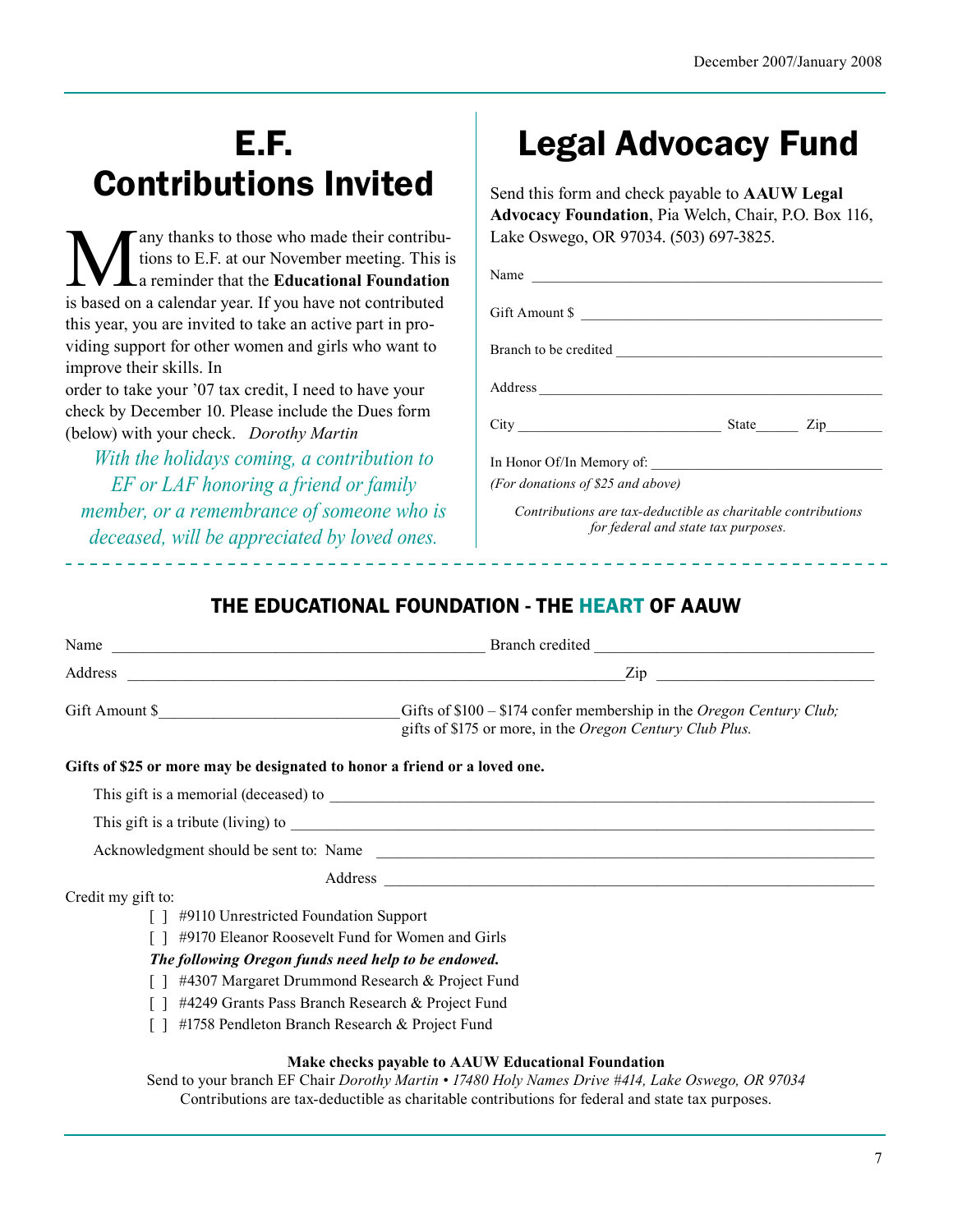# E.F. Contributions Invited

Many thanks to those who made their contributions to E.F. at our November meeting. This is a reminder that the **Educational Foundation** is based on a calendar year. If you have not contributed this year, you are invited to take an active part in providing support for other women and girls who want to improve their skills. In order to take your '07 tax credit, I need to have your check by December 10. Please include the Dues form (below) with your check. *Dorothy Martin*

*With the holidays coming, a contribution to EF or LAF honoring a friend or family member, or a remembrance of someone who is deceased, will be appreciated by loved ones.*

# Legal Advocacy Fund

Send this form and check payable to **AAUW Legal Advocacy Foundation**, Pia Welch, Chair, P.O. Box 116, Lake Oswego, OR 97034. (503) 697-3825.

Name ______________________________

Gift Amount $ ______________________________

Branch to be credited ______________________________

Address ______________________________

City ____________________ State______ Zip________

In Honor Of/In Memory of: ______________________________

*(For donations of $25 and above)*

*Contributions are tax-deductible as charitable contributions for federal and state tax purposes.*

## THE EDUCATIONAL FOUNDATION - THE HEART OF AAUW

Name ______________________________ Branch credited ______________________________

Address ______________________________ Zip ______________________________

Gift Amount $______________________________ Gifts of $100 – $174 confer membership in the *Oregon Century Club;* gifts of $175 or more, in the *Oregon Century Club Plus.*

**Gifts of $25 or more may be designated to honor a friend or a loved one.**

This gift is a memorial (deceased) to ______________________________

This gift is a tribute (living) to ______________________________

Acknowledgment should be sent to: Name ______________________________

Address ______________________________

Credit my gift to:

[ ] #9110 Unrestricted Foundation Support

[ ] #9170 Eleanor Roosevelt Fund for Women and Girls

***The following Oregon funds need help to be endowed.***

[ ] #4307 Margaret Drummond Research & Project Fund

[ ] #4249 Grants Pass Branch Research & Project Fund

[ ] #1758 Pendleton Branch Research & Project Fund

**Make checks payable to AAUW Educational Foundation**

Send to your branch EF Chair *Dorothy Martin • 17480 Holy Names Drive #414, Lake Oswego, OR 97034*

Contributions are tax-deductible as charitable contributions for federal and state tax purposes.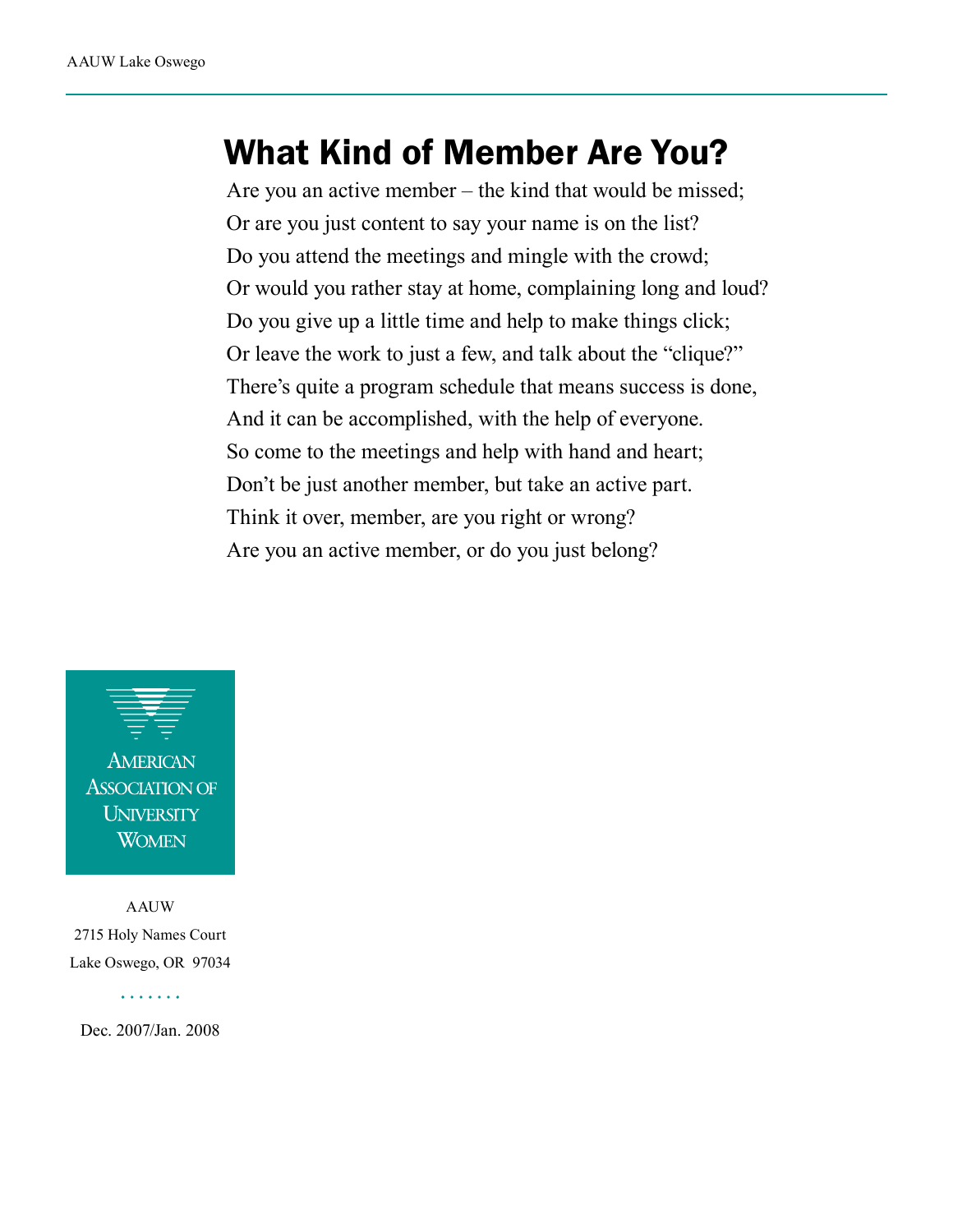# What Kind of Member Are You?

Are you an active member – the kind that would be missed;
Or are you just content to say your name is on the list?
Do you attend the meetings and mingle with the crowd;
Or would you rather stay at home, complaining long and loud?
Do you give up a little time and help to make things click;
Or leave the work to just a few, and talk about the "clique?"
There's quite a program schedule that means success is done,
And it can be accomplished, with the help of everyone.
So come to the meetings and help with hand and heart;
Don't be just another member, but take an active part.
Think it over, member, are you right or wrong?
Are you an active member, or do you just belong?

American Association of University Women

AAUW
2715 Holy Names Court
Lake Oswego, OR 97034

Dec. 2007/Jan. 2008